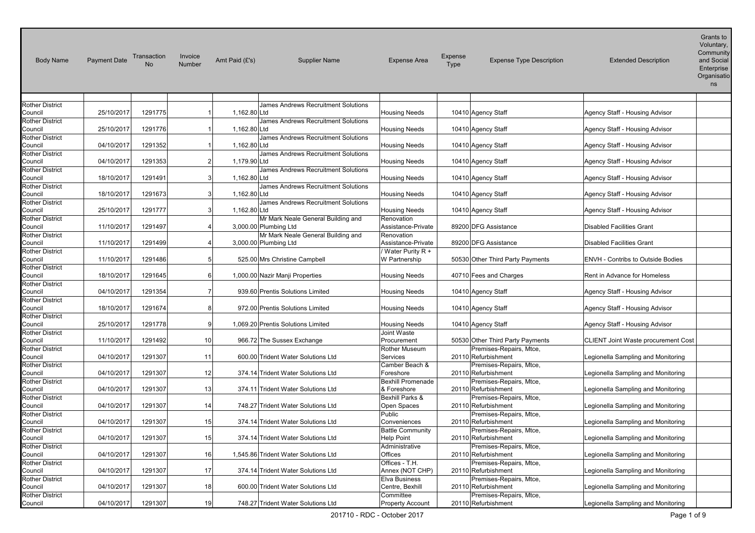| Body Name | Payment Date | Transaction No | Invoice Number | Amt Paid (£'s) | Supplier Name | Expense Area | Expense Type | Expense Type Description | Extended Description | Grants to Voluntary, Community and Social Enterprise Organisations |
|---|---|---|---|---|---|---|---|---|---|---|
| Rother District Council | 25/10/2017 | 1291775 | 1 | 1,162.80 | James Andrews Recruitment Solutions Ltd | Housing Needs | 10410 | Agency Staff | Agency Staff - Housing Advisor | |
| Rother District Council | 25/10/2017 | 1291776 | 1 | 1,162.80 | James Andrews Recruitment Solutions Ltd | Housing Needs | 10410 | Agency Staff | Agency Staff - Housing Advisor | |
| Rother District Council | 04/10/2017 | 1291352 | 1 | 1,162.80 | James Andrews Recruitment Solutions Ltd | Housing Needs | 10410 | Agency Staff | Agency Staff - Housing Advisor | |
| Rother District Council | 04/10/2017 | 1291353 | 2 | 1,179.90 | James Andrews Recruitment Solutions Ltd | Housing Needs | 10410 | Agency Staff | Agency Staff - Housing Advisor | |
| Rother District Council | 18/10/2017 | 1291491 | 3 | 1,162.80 | James Andrews Recruitment Solutions Ltd | Housing Needs | 10410 | Agency Staff | Agency Staff - Housing Advisor | |
| Rother District Council | 18/10/2017 | 1291673 | 3 | 1,162.80 | James Andrews Recruitment Solutions Ltd | Housing Needs | 10410 | Agency Staff | Agency Staff - Housing Advisor | |
| Rother District Council | 25/10/2017 | 1291777 | 3 | 1,162.80 | James Andrews Recruitment Solutions Ltd | Housing Needs | 10410 | Agency Staff | Agency Staff - Housing Advisor | |
| Rother District Council | 11/10/2017 | 1291497 | 4 | 3,000.00 | Mr Mark Neale General Building and Plumbing Ltd | Renovation Assistance-Private | 89200 | DFG Assistance | Disabled Facilities Grant | |
| Rother District Council | 11/10/2017 | 1291499 | 4 | 3,000.00 | Mr Mark Neale General Building and Plumbing Ltd | Renovation Assistance-Private | 89200 | DFG Assistance | Disabled Facilities Grant | |
| Rother District Council | 11/10/2017 | 1291486 | 5 | 525.00 | Mrs Christine Campbell | / Water Purity R + W Partnership | 50530 | Other Third Party Payments | ENVH - Contribs to Outside Bodies | |
| Rother District Council | 18/10/2017 | 1291645 | 6 | 1,000.00 | Nazir Manji Properties | Housing Needs | 40710 | Fees and Charges | Rent in Advance for Homeless | |
| Rother District Council | 04/10/2017 | 1291354 | 7 | 939.60 | Prentis Solutions Limited | Housing Needs | 10410 | Agency Staff | Agency Staff - Housing Advisor | |
| Rother District Council | 18/10/2017 | 1291674 | 8 | 972.00 | Prentis Solutions Limited | Housing Needs | 10410 | Agency Staff | Agency Staff - Housing Advisor | |
| Rother District Council | 25/10/2017 | 1291778 | 9 | 1,069.20 | Prentis Solutions Limited | Housing Needs | 10410 | Agency Staff | Agency Staff - Housing Advisor | |
| Rother District Council | 11/10/2017 | 1291492 | 10 | 966.72 | The Sussex Exchange | Joint Waste Procurement | 50530 | Other Third Party Payments | CLIENT Joint Waste procurement Cost | |
| Rother District Council | 04/10/2017 | 1291307 | 11 | 600.00 | Trident Water Solutions Ltd | Rother Museum Services | 20110 | Premises-Repairs, Mtce, Refurbishment | Legionella Sampling and Monitoring | |
| Rother District Council | 04/10/2017 | 1291307 | 12 | 374.14 | Trident Water Solutions Ltd | Camber Beach & Foreshore | 20110 | Premises-Repairs, Mtce, Refurbishment | Legionella Sampling and Monitoring | |
| Rother District Council | 04/10/2017 | 1291307 | 13 | 374.11 | Trident Water Solutions Ltd | Bexhill Promenade & Foreshore | 20110 | Premises-Repairs, Mtce, Refurbishment | Legionella Sampling and Monitoring | |
| Rother District Council | 04/10/2017 | 1291307 | 14 | 748.27 | Trident Water Solutions Ltd | Bexhill Parks & Open Spaces | 20110 | Premises-Repairs, Mtce, Refurbishment | Legionella Sampling and Monitoring | |
| Rother District Council | 04/10/2017 | 1291307 | 15 | 374.14 | Trident Water Solutions Ltd | Public Conveniences | 20110 | Premises-Repairs, Mtce, Refurbishment | Legionella Sampling and Monitoring | |
| Rother District Council | 04/10/2017 | 1291307 | 15 | 374.14 | Trident Water Solutions Ltd | Battle Community Help Point | 20110 | Premises-Repairs, Mtce, Refurbishment | Legionella Sampling and Monitoring | |
| Rother District Council | 04/10/2017 | 1291307 | 16 | 1,545.86 | Trident Water Solutions Ltd | Administrative Offices | 20110 | Premises-Repairs, Mtce, Refurbishment | Legionella Sampling and Monitoring | |
| Rother District Council | 04/10/2017 | 1291307 | 17 | 374.14 | Trident Water Solutions Ltd | Offices - T.H. Annex (NOT CHP) | 20110 | Premises-Repairs, Mtce, Refurbishment | Legionella Sampling and Monitoring | |
| Rother District Council | 04/10/2017 | 1291307 | 18 | 600.00 | Trident Water Solutions Ltd | Elva Business Centre, Bexhill | 20110 | Premises-Repairs, Mtce, Refurbishment | Legionella Sampling and Monitoring | |
| Rother District Council | 04/10/2017 | 1291307 | 19 | 748.27 | Trident Water Solutions Ltd | Committee Property Account | 20110 | Premises-Repairs, Mtce, Refurbishment | Legionella Sampling and Monitoring | |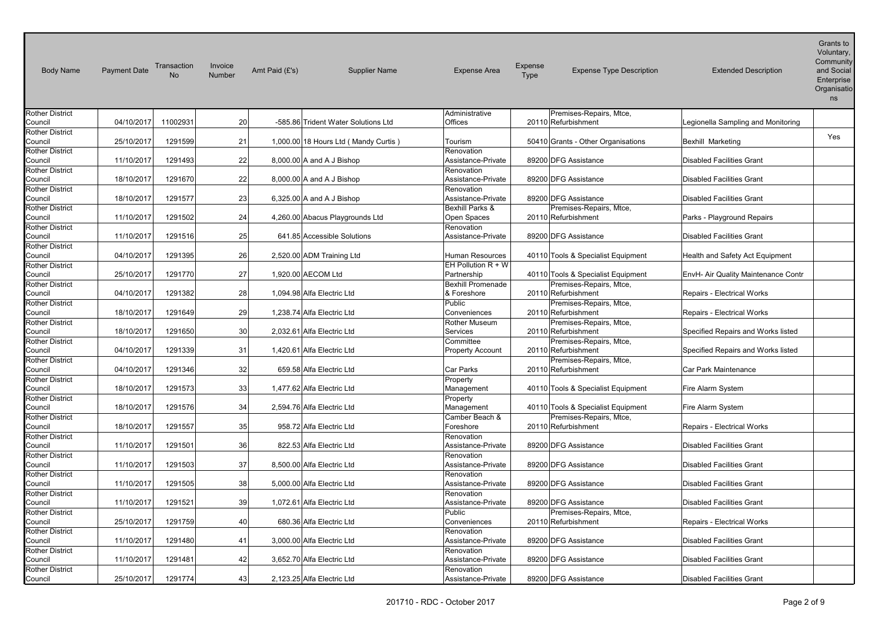| Body Name | Payment Date | Transaction No | Invoice Number | Amt Paid (£'s) | Supplier Name | Expense Area | Expense Type | Expense Type Description | Extended Description | Grants to Voluntary, Community and Social Enterprise Organisations |
|---|---|---|---|---|---|---|---|---|---|---|
| Rother District Council | 04/10/2017 | 11002931 | 20 | -585.86 | Trident Water Solutions Ltd | Administrative Offices | 20110 | Premises-Repairs, Mtce, Refurbishment | Legionella Sampling and Monitoring | |
| Rother District Council | 25/10/2017 | 1291599 | 21 | 1,000.00 | 18 Hours Ltd ( Mandy Curtis ) | Tourism | 50410 | Grants - Other Organisations | Bexhill Marketing | Yes |
| Rother District Council | 11/10/2017 | 1291493 | 22 | 8,000.00 | A and A J Bishop | Renovation Assistance-Private | 89200 | DFG Assistance | Disabled Facilities Grant | |
| Rother District Council | 18/10/2017 | 1291670 | 22 | 8,000.00 | A and A J Bishop | Renovation Assistance-Private | 89200 | DFG Assistance | Disabled Facilities Grant | |
| Rother District Council | 18/10/2017 | 1291577 | 23 | 6,325.00 | A and A J Bishop | Renovation Assistance-Private | 89200 | DFG Assistance | Disabled Facilities Grant | |
| Rother District Council | 11/10/2017 | 1291502 | 24 | 4,260.00 | Abacus Playgrounds Ltd | Bexhill Parks & Open Spaces | 20110 | Premises-Repairs, Mtce, Refurbishment | Parks - Playground Repairs | |
| Rother District Council | 11/10/2017 | 1291516 | 25 | 641.85 | Accessible Solutions | Renovation Assistance-Private | 89200 | DFG Assistance | Disabled Facilities Grant | |
| Rother District Council | 04/10/2017 | 1291395 | 26 | 2,520.00 | ADM Training Ltd | Human Resources | 40110 | Tools & Specialist Equipment | Health and Safety Act Equipment | |
| Rother District Council | 25/10/2017 | 1291770 | 27 | 1,920.00 | AECOM Ltd | EH Pollution R + W Partnership | 40110 | Tools & Specialist Equipment | EnvH- Air Quality Maintenance Contr | |
| Rother District Council | 04/10/2017 | 1291382 | 28 | 1,094.98 | Alfa Electric Ltd | Bexhill Promenade & Foreshore | 20110 | Premises-Repairs, Mtce, Refurbishment | Repairs - Electrical Works | |
| Rother District Council | 18/10/2017 | 1291649 | 29 | 1,238.74 | Alfa Electric Ltd | Public Conveniences | 20110 | Premises-Repairs, Mtce, Refurbishment | Repairs - Electrical Works | |
| Rother District Council | 18/10/2017 | 1291650 | 30 | 2,032.61 | Alfa Electric Ltd | Rother Museum Services | 20110 | Premises-Repairs, Mtce, Refurbishment | Specified Repairs and Works listed | |
| Rother District Council | 04/10/2017 | 1291339 | 31 | 1,420.61 | Alfa Electric Ltd | Committee Property Account | 20110 | Premises-Repairs, Mtce, Refurbishment | Specified Repairs and Works listed | |
| Rother District Council | 04/10/2017 | 1291346 | 32 | 659.58 | Alfa Electric Ltd | Car Parks | 20110 | Premises-Repairs, Mtce, Refurbishment | Car Park Maintenance | |
| Rother District Council | 18/10/2017 | 1291573 | 33 | 1,477.62 | Alfa Electric Ltd | Property Management | 40110 | Tools & Specialist Equipment | Fire Alarm System | |
| Rother District Council | 18/10/2017 | 1291576 | 34 | 2,594.76 | Alfa Electric Ltd | Property Management | 40110 | Tools & Specialist Equipment | Fire Alarm System | |
| Rother District Council | 18/10/2017 | 1291557 | 35 | 958.72 | Alfa Electric Ltd | Camber Beach & Foreshore | 20110 | Premises-Repairs, Mtce, Refurbishment | Repairs - Electrical Works | |
| Rother District Council | 11/10/2017 | 1291501 | 36 | 822.53 | Alfa Electric Ltd | Renovation Assistance-Private | 89200 | DFG Assistance | Disabled Facilities Grant | |
| Rother District Council | 11/10/2017 | 1291503 | 37 | 8,500.00 | Alfa Electric Ltd | Renovation Assistance-Private | 89200 | DFG Assistance | Disabled Facilities Grant | |
| Rother District Council | 11/10/2017 | 1291505 | 38 | 5,000.00 | Alfa Electric Ltd | Renovation Assistance-Private | 89200 | DFG Assistance | Disabled Facilities Grant | |
| Rother District Council | 11/10/2017 | 1291521 | 39 | 1,072.61 | Alfa Electric Ltd | Renovation Assistance-Private | 89200 | DFG Assistance | Disabled Facilities Grant | |
| Rother District Council | 25/10/2017 | 1291759 | 40 | 680.36 | Alfa Electric Ltd | Public Conveniences | 20110 | Premises-Repairs, Mtce, Refurbishment | Repairs - Electrical Works | |
| Rother District Council | 11/10/2017 | 1291480 | 41 | 3,000.00 | Alfa Electric Ltd | Renovation Assistance-Private | 89200 | DFG Assistance | Disabled Facilities Grant | |
| Rother District Council | 11/10/2017 | 1291481 | 42 | 3,652.70 | Alfa Electric Ltd | Renovation Assistance-Private | 89200 | DFG Assistance | Disabled Facilities Grant | |
| Rother District Council | 25/10/2017 | 1291774 | 43 | 2,123.25 | Alfa Electric Ltd | Renovation Assistance-Private | 89200 | DFG Assistance | Disabled Facilities Grant | |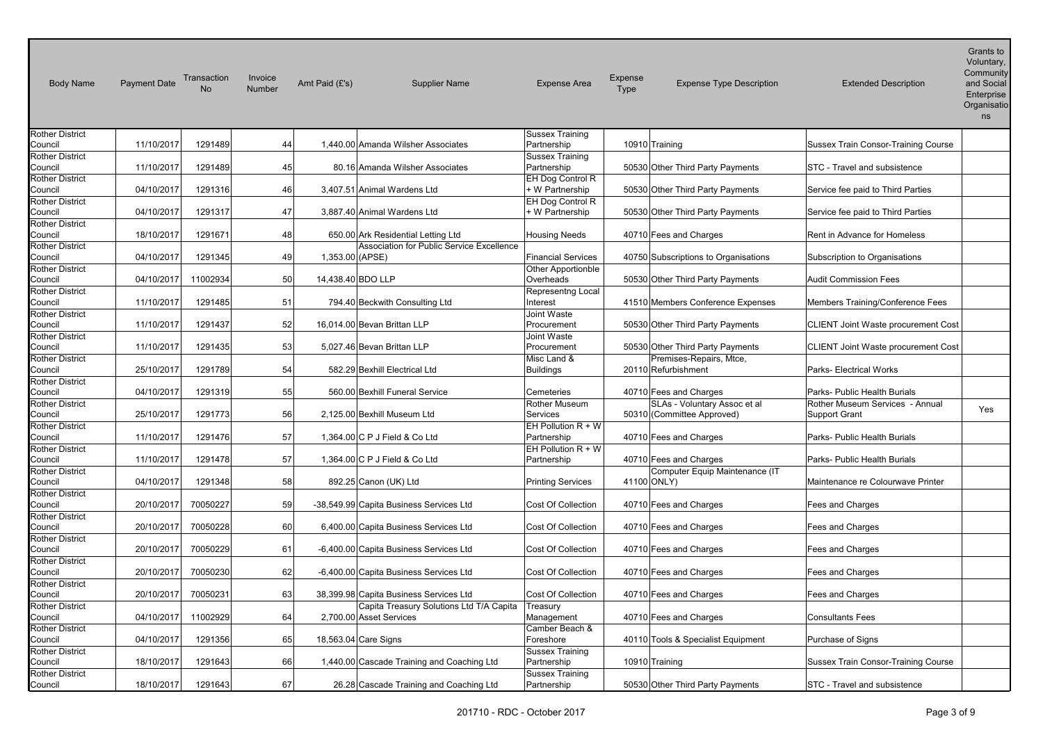| Body Name | Payment Date | Transaction No | Invoice Number | Amt Paid (£'s) | Supplier Name | Expense Area | Expense Type | Expense Type Description | Extended Description | Grants to Voluntary, Community and Social Enterprise Organisations |
|---|---|---|---|---|---|---|---|---|---|---|
| Rother District Council | 11/10/2017 | 1291489 | 44 | 1,440.00 | Amanda Wilsher Associates | Sussex Training Partnership | 10910 | Training | Sussex Train Consor-Training Course | |
| Rother District Council | 11/10/2017 | 1291489 | 45 | 80.16 | Amanda Wilsher Associates | Sussex Training Partnership | 50530 | Other Third Party Payments | STC - Travel and subsistence | |
| Rother District Council | 04/10/2017 | 1291316 | 46 | 3,407.51 | Animal Wardens Ltd | EH Dog Control R + W Partnership | 50530 | Other Third Party Payments | Service fee paid to Third Parties | |
| Rother District Council | 04/10/2017 | 1291317 | 47 | 3,887.40 | Animal Wardens Ltd | EH Dog Control R + W Partnership | 50530 | Other Third Party Payments | Service fee paid to Third Parties | |
| Rother District Council | 18/10/2017 | 1291671 | 48 | 650.00 | Ark Residential Letting Ltd | Housing Needs | 40710 | Fees and Charges | Rent in Advance for Homeless | |
| Rother District Council | 04/10/2017 | 1291345 | 49 | 1,353.00 | Association for Public Service Excellence (APSE) | Financial Services | 40750 | Subscriptions to Organisations | Subscription to Organisations | |
| Rother District Council | 04/10/2017 | 11002934 | 50 | 14,438.40 | BDO LLP | Other Apportionble Overheads | 50530 | Other Third Party Payments | Audit Commission Fees | |
| Rother District Council | 11/10/2017 | 1291485 | 51 | 794.40 | Beckwith Consulting Ltd | Representng Local Interest | 41510 | Members Conference Expenses | Members Training/Conference Fees | |
| Rother District Council | 11/10/2017 | 1291437 | 52 | 16,014.00 | Bevan Brittan LLP | Joint Waste Procurement | 50530 | Other Third Party Payments | CLIENT Joint Waste procurement Cost | |
| Rother District Council | 11/10/2017 | 1291435 | 53 | 5,027.46 | Bevan Brittan LLP | Joint Waste Procurement | 50530 | Other Third Party Payments | CLIENT Joint Waste procurement Cost | |
| Rother District Council | 25/10/2017 | 1291789 | 54 | 582.29 | Bexhill Electrical Ltd | Misc Land & Buildings | 20110 | Premises-Repairs, Mtce, Refurbishment | Parks- Electrical Works | |
| Rother District Council | 04/10/2017 | 1291319 | 55 | 560.00 | Bexhill Funeral Service | Cemeteries | 40710 | Fees and Charges | Parks- Public Health Burials | |
| Rother District Council | 25/10/2017 | 1291773 | 56 | 2,125.00 | Bexhill Museum Ltd | Rother Museum Services | 50310 | SLAs - Voluntary Assoc et al (Committee Approved) | Rother Museum Services - Annual Support Grant | Yes |
| Rother District Council | 11/10/2017 | 1291476 | 57 | 1,364.00 | C P J Field & Co Ltd | EH Pollution R + W Partnership | 40710 | Fees and Charges | Parks- Public Health Burials | |
| Rother District Council | 11/10/2017 | 1291478 | 57 | 1,364.00 | C P J Field & Co Ltd | EH Pollution R + W Partnership | 40710 | Fees and Charges | Parks- Public Health Burials | |
| Rother District Council | 04/10/2017 | 1291348 | 58 | 892.25 | Canon (UK) Ltd | Printing Services | 41100 | Computer Equip Maintenance (IT ONLY) | Maintenance re Colourwave Printer | |
| Rother District Council | 20/10/2017 | 70050227 | 59 | -38,549.99 | Capita Business Services Ltd | Cost Of Collection | 40710 | Fees and Charges | Fees and Charges | |
| Rother District Council | 20/10/2017 | 70050228 | 60 | 6,400.00 | Capita Business Services Ltd | Cost Of Collection | 40710 | Fees and Charges | Fees and Charges | |
| Rother District Council | 20/10/2017 | 70050229 | 61 | -6,400.00 | Capita Business Services Ltd | Cost Of Collection | 40710 | Fees and Charges | Fees and Charges | |
| Rother District Council | 20/10/2017 | 70050230 | 62 | -6,400.00 | Capita Business Services Ltd | Cost Of Collection | 40710 | Fees and Charges | Fees and Charges | |
| Rother District Council | 20/10/2017 | 70050231 | 63 | 38,399.98 | Capita Business Services Ltd | Cost Of Collection | 40710 | Fees and Charges | Fees and Charges | |
| Rother District Council | 04/10/2017 | 11002929 | 64 | 2,700.00 | Capita Treasury Solutions Ltd T/A Capita Asset Services | Treasury Management | 40710 | Fees and Charges | Consultants Fees | |
| Rother District Council | 04/10/2017 | 1291356 | 65 | 18,563.04 | Care Signs | Camber Beach & Foreshore | 40110 | Tools & Specialist Equipment | Purchase of Signs | |
| Rother District Council | 18/10/2017 | 1291643 | 66 | 1,440.00 | Cascade Training and Coaching Ltd | Sussex Training Partnership | 10910 | Training | Sussex Train Consor-Training Course | |
| Rother District Council | 18/10/2017 | 1291643 | 67 | 26.28 | Cascade Training and Coaching Ltd | Sussex Training Partnership | 50530 | Other Third Party Payments | STC - Travel and subsistence | |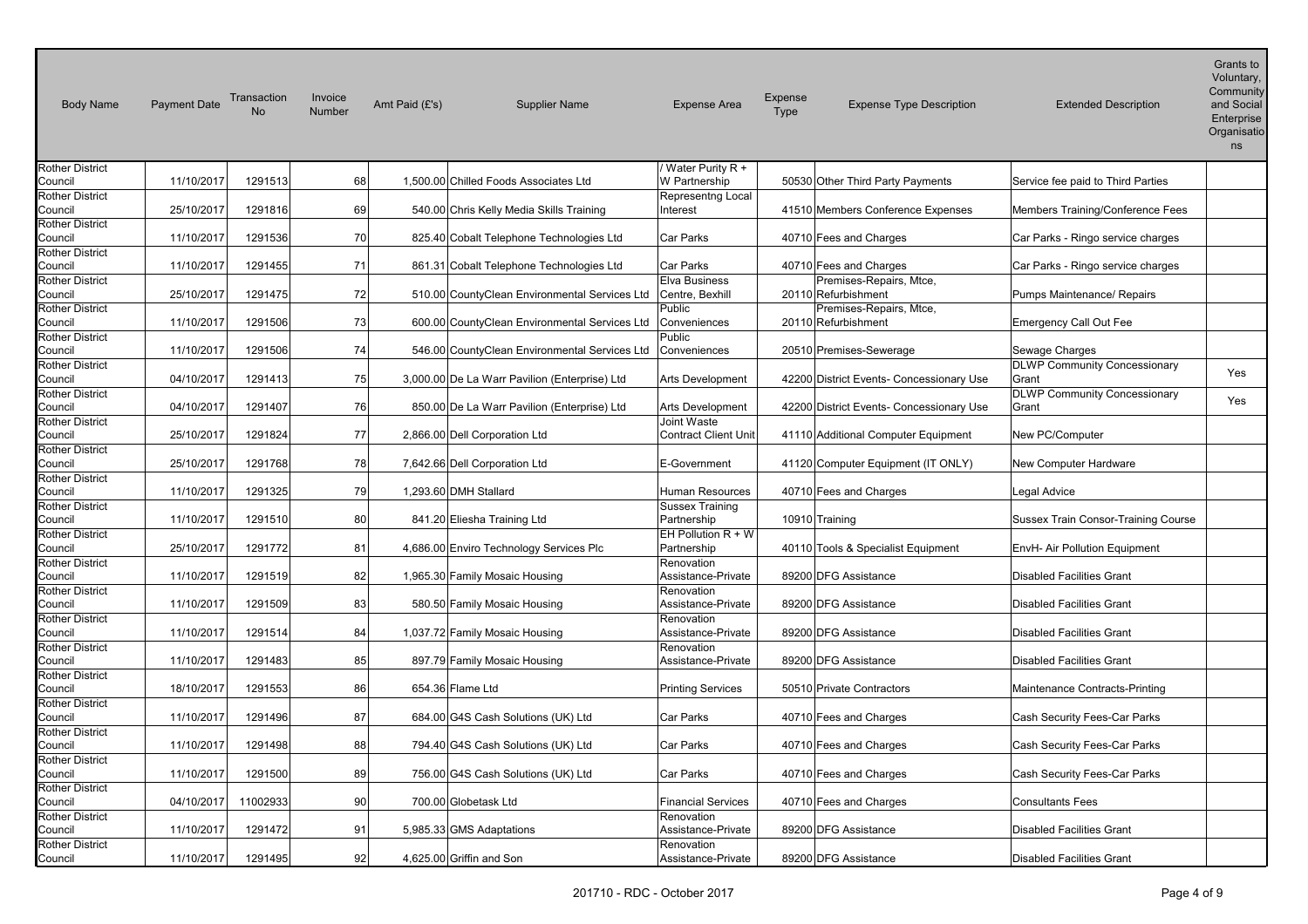| Body Name | Payment Date | Transaction No | Invoice Number | Amt Paid (£'s) | Supplier Name | Expense Area | Expense Type | Expense Type Description | Extended Description | Grants to Voluntary, Community and Social Enterprise Organisations |
|---|---|---|---|---|---|---|---|---|---|---|
| Rother District Council | 11/10/2017 | 1291513 | 68 | 1,500.00 | Chilled Foods Associates Ltd | / Water Purity R + W Partnership | 50530 | Other Third Party Payments | Service fee paid to Third Parties | |
| Rother District Council | 25/10/2017 | 1291816 | 69 | 540.00 | Chris Kelly Media Skills Training | Representng Local Interest | 41510 | Members Conference Expenses | Members Training/Conference Fees | |
| Rother District Council | 11/10/2017 | 1291536 | 70 | 825.40 | Cobalt Telephone Technologies Ltd | Car Parks | 40710 | Fees and Charges | Car Parks - Ringo service charges | |
| Rother District Council | 11/10/2017 | 1291455 | 71 | 861.31 | Cobalt Telephone Technologies Ltd | Car Parks | 40710 | Fees and Charges | Car Parks - Ringo service charges | |
| Rother District Council | 25/10/2017 | 1291475 | 72 | 510.00 | CountyClean Environmental Services Ltd | Elva Business Centre, Bexhill | 20110 | Premises-Repairs, Mtce, Refurbishment | Pumps Maintenance/ Repairs | |
| Rother District Council | 11/10/2017 | 1291506 | 73 | 600.00 | CountyClean Environmental Services Ltd | Public Conveniences | 20110 | Premises-Repairs, Mtce, Refurbishment | Emergency Call Out Fee | |
| Rother District Council | 11/10/2017 | 1291506 | 74 | 546.00 | CountyClean Environmental Services Ltd | Public Conveniences | 20510 | Premises-Sewerage | Sewage Charges | |
| Rother District Council | 04/10/2017 | 1291413 | 75 | 3,000.00 | De La Warr Pavilion (Enterprise) Ltd | Arts Development | 42200 | District Events- Concessionary Use | DLWP Community Concessionary Grant | Yes |
| Rother District Council | 04/10/2017 | 1291407 | 76 | 850.00 | De La Warr Pavilion (Enterprise) Ltd | Arts Development | 42200 | District Events- Concessionary Use | DLWP Community Concessionary Grant | Yes |
| Rother District Council | 25/10/2017 | 1291824 | 77 | 2,866.00 | Dell Corporation Ltd | Joint Waste Contract Client Unit | 41110 | Additional Computer Equipment | New PC/Computer | |
| Rother District Council | 25/10/2017 | 1291768 | 78 | 7,642.66 | Dell Corporation Ltd | E-Government | 41120 | Computer Equipment (IT ONLY) | New Computer Hardware | |
| Rother District Council | 11/10/2017 | 1291325 | 79 | 1,293.60 | DMH Stallard | Human Resources | 40710 | Fees and Charges | Legal Advice | |
| Rother District Council | 11/10/2017 | 1291510 | 80 | 841.20 | Eliesha Training Ltd | Sussex Training Partnership | 10910 | Training | Sussex Train Consor-Training Course | |
| Rother District Council | 25/10/2017 | 1291772 | 81 | 4,686.00 | Enviro Technology Services Plc | EH Pollution R + W Partnership | 40110 | Tools & Specialist Equipment | EnvH- Air Pollution Equipment | |
| Rother District Council | 11/10/2017 | 1291519 | 82 | 1,965.30 | Family Mosaic Housing | Renovation Assistance-Private | 89200 | DFG Assistance | Disabled Facilities Grant | |
| Rother District Council | 11/10/2017 | 1291509 | 83 | 580.50 | Family Mosaic Housing | Renovation Assistance-Private | 89200 | DFG Assistance | Disabled Facilities Grant | |
| Rother District Council | 11/10/2017 | 1291514 | 84 | 1,037.72 | Family Mosaic Housing | Renovation Assistance-Private | 89200 | DFG Assistance | Disabled Facilities Grant | |
| Rother District Council | 11/10/2017 | 1291483 | 85 | 897.79 | Family Mosaic Housing | Renovation Assistance-Private | 89200 | DFG Assistance | Disabled Facilities Grant | |
| Rother District Council | 18/10/2017 | 1291553 | 86 | 654.36 | Flame Ltd | Printing Services | 50510 | Private Contractors | Maintenance Contracts-Printing | |
| Rother District Council | 11/10/2017 | 1291496 | 87 | 684.00 | G4S Cash Solutions (UK) Ltd | Car Parks | 40710 | Fees and Charges | Cash Security Fees-Car Parks | |
| Rother District Council | 11/10/2017 | 1291498 | 88 | 794.40 | G4S Cash Solutions (UK) Ltd | Car Parks | 40710 | Fees and Charges | Cash Security Fees-Car Parks | |
| Rother District Council | 11/10/2017 | 1291500 | 89 | 756.00 | G4S Cash Solutions (UK) Ltd | Car Parks | 40710 | Fees and Charges | Cash Security Fees-Car Parks | |
| Rother District Council | 04/10/2017 | 11002933 | 90 | 700.00 | Globetask Ltd | Financial Services | 40710 | Fees and Charges | Consultants Fees | |
| Rother District Council | 11/10/2017 | 1291472 | 91 | 5,985.33 | GMS Adaptations | Renovation Assistance-Private | 89200 | DFG Assistance | Disabled Facilities Grant | |
| Rother District Council | 11/10/2017 | 1291495 | 92 | 4,625.00 | Griffin and Son | Renovation Assistance-Private | 89200 | DFG Assistance | Disabled Facilities Grant | |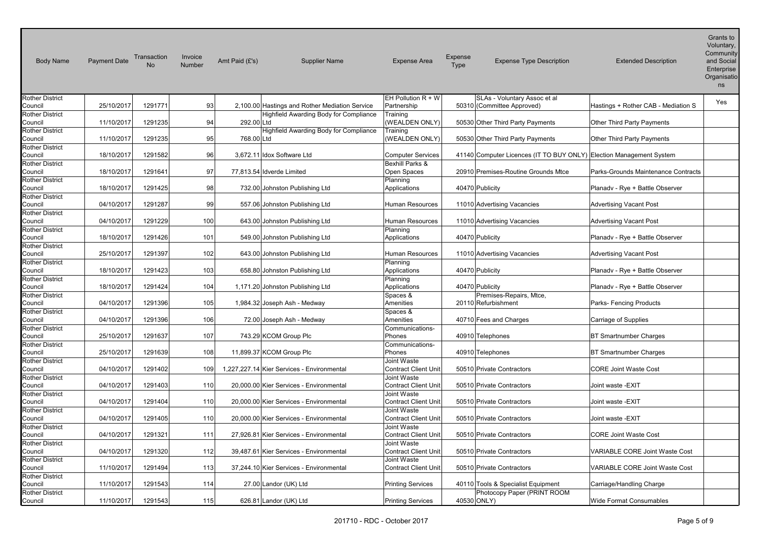| Body Name | Payment Date | Transaction No | Invoice Number | Amt Paid (£'s) | Supplier Name | Expense Area | Expense Type | Expense Type Description | Extended Description | Grants to Voluntary, Community and Social Enterprise Organisations |
|---|---|---|---|---|---|---|---|---|---|---|
| Rother District Council | 25/10/2017 | 1291771 | 93 | 2,100.00 | Hastings and Rother Mediation Service | EH Pollution R + W Partnership | 50310 | SLAs - Voluntary Assoc et al (Committee Approved) | Hastings + Rother CAB - Mediation S | Yes |
| Rother District Council | 11/10/2017 | 1291235 | 94 | 292.00 | Highfield Awarding Body for Compliance Ltd | Training (WEALDEN ONLY) | 50530 | Other Third Party Payments | Other Third Party Payments | |
| Rother District Council | 11/10/2017 | 1291235 | 95 | 768.00 | Highfield Awarding Body for Compliance Ltd | Training (WEALDEN ONLY) | 50530 | Other Third Party Payments | Other Third Party Payments | |
| Rother District Council | 18/10/2017 | 1291582 | 96 | 3,672.11 | Idox Software Ltd | Computer Services | 41140 | Computer Licences (IT TO BUY ONLY) | Election Management System | |
| Rother District Council | 18/10/2017 | 1291641 | 97 | 77,813.54 | Idverde Limited | Bexhill Parks & Open Spaces | 20910 | Premises-Routine Grounds Mtce | Parks-Grounds Maintenance Contracts | |
| Rother District Council | 18/10/2017 | 1291425 | 98 | 732.00 | Johnston Publishing Ltd | Planning Applications | 40470 | Publicity | Planadv - Rye + Battle Observer | |
| Rother District Council | 04/10/2017 | 1291287 | 99 | 557.06 | Johnston Publishing Ltd | Human Resources | 11010 | Advertising Vacancies | Advertising Vacant Post | |
| Rother District Council | 04/10/2017 | 1291229 | 100 | 643.00 | Johnston Publishing Ltd | Human Resources | 11010 | Advertising Vacancies | Advertising Vacant Post | |
| Rother District Council | 18/10/2017 | 1291426 | 101 | 549.00 | Johnston Publishing Ltd | Planning Applications | 40470 | Publicity | Planadv - Rye + Battle Observer | |
| Rother District Council | 25/10/2017 | 1291397 | 102 | 643.00 | Johnston Publishing Ltd | Human Resources | 11010 | Advertising Vacancies | Advertising Vacant Post | |
| Rother District Council | 18/10/2017 | 1291423 | 103 | 658.80 | Johnston Publishing Ltd | Planning Applications | 40470 | Publicity | Planadv - Rye + Battle Observer | |
| Rother District Council | 18/10/2017 | 1291424 | 104 | 1,171.20 | Johnston Publishing Ltd | Planning Applications | 40470 | Publicity | Planadv - Rye + Battle Observer | |
| Rother District Council | 04/10/2017 | 1291396 | 105 | 1,984.32 | Joseph Ash - Medway | Spaces & Amenities | 20110 | Premises-Repairs, Mtce, Refurbishment | Parks- Fencing Products | |
| Rother District Council | 04/10/2017 | 1291396 | 106 | 72.00 | Joseph Ash - Medway | Spaces & Amenities | 40710 | Fees and Charges | Carriage of Supplies | |
| Rother District Council | 25/10/2017 | 1291637 | 107 | 743.29 | KCOM Group Plc | Communications-Phones | 40910 | Telephones | BT Smartnumber Charges | |
| Rother District Council | 25/10/2017 | 1291639 | 108 | 11,899.37 | KCOM Group Plc | Communications-Phones | 40910 | Telephones | BT Smartnumber Charges | |
| Rother District Council | 04/10/2017 | 1291402 | 109 | 1,227,227.14 | Kier Services - Environmental | Joint Waste Contract Client Unit | 50510 | Private Contractors | CORE Joint Waste Cost | |
| Rother District Council | 04/10/2017 | 1291403 | 110 | 20,000.00 | Kier Services - Environmental | Joint Waste Contract Client Unit | 50510 | Private Contractors | Joint waste -EXIT | |
| Rother District Council | 04/10/2017 | 1291404 | 110 | 20,000.00 | Kier Services - Environmental | Joint Waste Contract Client Unit | 50510 | Private Contractors | Joint waste -EXIT | |
| Rother District Council | 04/10/2017 | 1291405 | 110 | 20,000.00 | Kier Services - Environmental | Joint Waste Contract Client Unit | 50510 | Private Contractors | Joint waste -EXIT | |
| Rother District Council | 04/10/2017 | 1291321 | 111 | 27,926.81 | Kier Services - Environmental | Joint Waste Contract Client Unit | 50510 | Private Contractors | CORE Joint Waste Cost | |
| Rother District Council | 04/10/2017 | 1291320 | 112 | 39,487.61 | Kier Services - Environmental | Joint Waste Contract Client Unit | 50510 | Private Contractors | VARIABLE CORE Joint Waste Cost | |
| Rother District Council | 11/10/2017 | 1291494 | 113 | 37,244.10 | Kier Services - Environmental | Joint Waste Contract Client Unit | 50510 | Private Contractors | VARIABLE CORE Joint Waste Cost | |
| Rother District Council | 11/10/2017 | 1291543 | 114 | 27.00 | Landor (UK) Ltd | Printing Services | 40110 | Tools & Specialist Equipment | Carriage/Handling Charge | |
| Rother District Council | 11/10/2017 | 1291543 | 115 | 626.81 | Landor (UK) Ltd | Printing Services | 40530 | Photocopy Paper (PRINT ROOM ONLY) | Wide Format Consumables | |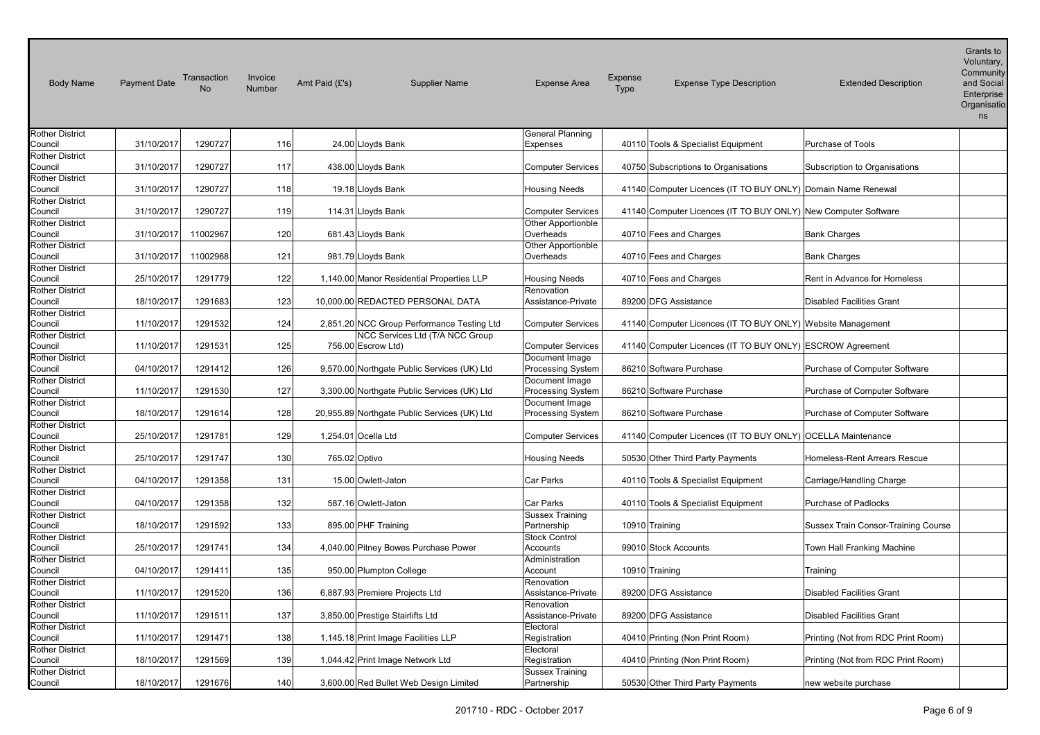| Body Name | Payment Date | Transaction No | Invoice Number | Amt Paid (£'s) | Supplier Name | Expense Area | Expense Type | Expense Type Description | Extended Description | Grants to Voluntary, Community and Social Enterprise Organisations |
|---|---|---|---|---|---|---|---|---|---|---|
| Rother District Council | 31/10/2017 | 1290727 | 116 | 24.00 | Lloyds Bank | General Planning Expenses | 40110 | Tools & Specialist Equipment | Purchase of Tools | |
| Rother District Council | 31/10/2017 | 1290727 | 117 | 438.00 | Lloyds Bank | Computer Services | 40750 | Subscriptions to Organisations | Subscription to Organisations | |
| Rother District Council | 31/10/2017 | 1290727 | 118 | 19.18 | Lloyds Bank | Housing Needs | 41140 | Computer Licences (IT TO BUY ONLY) | Domain Name Renewal | |
| Rother District Council | 31/10/2017 | 1290727 | 119 | 114.31 | Lloyds Bank | Computer Services | 41140 | Computer Licences (IT TO BUY ONLY) | New Computer Software | |
| Rother District Council | 31/10/2017 | 11002967 | 120 | 681.43 | Lloyds Bank | Other Apportionble Overheads | 40710 | Fees and Charges | Bank Charges | |
| Rother District Council | 31/10/2017 | 11002968 | 121 | 981.79 | Lloyds Bank | Other Apportionble Overheads | 40710 | Fees and Charges | Bank Charges | |
| Rother District Council | 25/10/2017 | 1291779 | 122 | 1,140.00 | Manor Residential Properties LLP | Housing Needs | 40710 | Fees and Charges | Rent in Advance for Homeless | |
| Rother District Council | 18/10/2017 | 1291683 | 123 | 10,000.00 | REDACTED PERSONAL DATA | Renovation Assistance-Private | 89200 | DFG Assistance | Disabled Facilities Grant | |
| Rother District Council | 11/10/2017 | 1291532 | 124 | 2,851.20 | NCC Group Performance Testing Ltd | Computer Services | 41140 | Computer Licences (IT TO BUY ONLY) | Website Management | |
| Rother District Council | 11/10/2017 | 1291531 | 125 | 756.00 | NCC Services Ltd (T/A NCC Group Escrow Ltd) | Computer Services | 41140 | Computer Licences (IT TO BUY ONLY) | ESCROW Agreement | |
| Rother District Council | 04/10/2017 | 1291412 | 126 | 9,570.00 | Northgate Public Services (UK) Ltd | Document Image Processing System | 86210 | Software Purchase | Purchase of Computer Software | |
| Rother District Council | 11/10/2017 | 1291530 | 127 | 3,300.00 | Northgate Public Services (UK) Ltd | Document Image Processing System | 86210 | Software Purchase | Purchase of Computer Software | |
| Rother District Council | 18/10/2017 | 1291614 | 128 | 20,955.89 | Northgate Public Services (UK) Ltd | Document Image Processing System | 86210 | Software Purchase | Purchase of Computer Software | |
| Rother District Council | 25/10/2017 | 1291781 | 129 | 1,254.01 | Ocella Ltd | Computer Services | 41140 | Computer Licences (IT TO BUY ONLY) | OCELLA Maintenance | |
| Rother District Council | 25/10/2017 | 1291747 | 130 | 765.02 | Optivo | Housing Needs | 50530 | Other Third Party Payments | Homeless-Rent Arrears Rescue | |
| Rother District Council | 04/10/2017 | 1291358 | 131 | 15.00 | Owlett-Jaton | Car Parks | 40110 | Tools & Specialist Equipment | Carriage/Handling Charge | |
| Rother District Council | 04/10/2017 | 1291358 | 132 | 587.16 | Owlett-Jaton | Car Parks | 40110 | Tools & Specialist Equipment | Purchase of Padlocks | |
| Rother District Council | 18/10/2017 | 1291592 | 133 | 895.00 | PHF Training | Sussex Training Partnership | 10910 | Training | Sussex Train Consor-Training Course | |
| Rother District Council | 25/10/2017 | 1291741 | 134 | 4,040.00 | Pitney Bowes Purchase Power | Stock Control Accounts | 99010 | Stock Accounts | Town Hall Franking Machine | |
| Rother District Council | 04/10/2017 | 1291411 | 135 | 950.00 | Plumpton College | Administration Account | 10910 | Training | Training | |
| Rother District Council | 11/10/2017 | 1291520 | 136 | 6,887.93 | Premiere Projects Ltd | Renovation Assistance-Private | 89200 | DFG Assistance | Disabled Facilities Grant | |
| Rother District Council | 11/10/2017 | 1291511 | 137 | 3,850.00 | Prestige Stairlifts Ltd | Renovation Assistance-Private | 89200 | DFG Assistance | Disabled Facilities Grant | |
| Rother District Council | 11/10/2017 | 1291471 | 138 | 1,145.18 | Print Image Facilities LLP | Electoral Registration | 40410 | Printing (Non Print Room) | Printing (Not from RDC Print Room) | |
| Rother District Council | 18/10/2017 | 1291569 | 139 | 1,044.42 | Print Image Network Ltd | Electoral Registration | 40410 | Printing (Non Print Room) | Printing (Not from RDC Print Room) | |
| Rother District Council | 18/10/2017 | 1291676 | 140 | 3,600.00 | Red Bullet Web Design Limited | Sussex Training Partnership | 50530 | Other Third Party Payments | new website purchase | |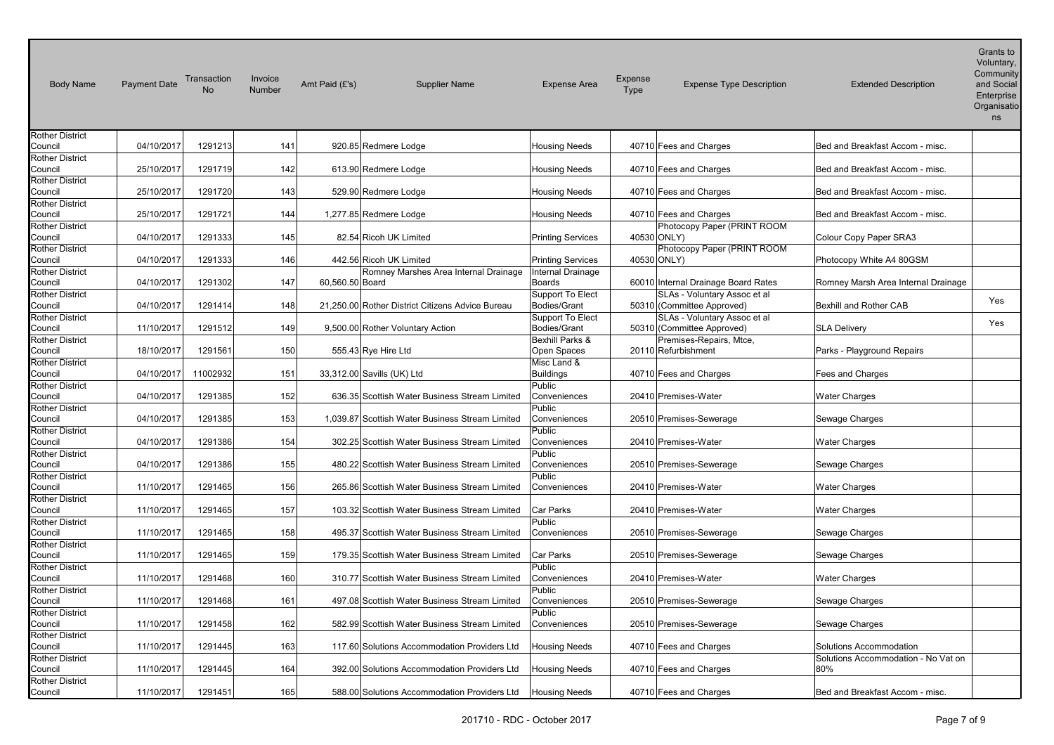| Body Name | Payment Date | Transaction No | Invoice Number | Amt Paid (£'s) | Supplier Name | Expense Area | Expense Type | Expense Type Description | Extended Description | Grants to Voluntary, Community and Social Enterprise Organisations |
|---|---|---|---|---|---|---|---|---|---|---|
| Rother District Council | 04/10/2017 | 1291213 | 141 | 920.85 | Redmere Lodge | Housing Needs | 40710 | Fees and Charges | Bed and Breakfast Accom - misc. | |
| Rother District Council | 25/10/2017 | 1291719 | 142 | 613.90 | Redmere Lodge | Housing Needs | 40710 | Fees and Charges | Bed and Breakfast Accom - misc. | |
| Rother District Council | 25/10/2017 | 1291720 | 143 | 529.90 | Redmere Lodge | Housing Needs | 40710 | Fees and Charges | Bed and Breakfast Accom - misc. | |
| Rother District Council | 25/10/2017 | 1291721 | 144 | 1,277.85 | Redmere Lodge | Housing Needs | 40710 | Fees and Charges | Bed and Breakfast Accom - misc. | |
| Rother District Council | 04/10/2017 | 1291333 | 145 | 82.54 | Ricoh UK Limited | Printing Services | 40530 | Photocopy Paper (PRINT ROOM ONLY) | Colour Copy Paper SRA3 | |
| Rother District Council | 04/10/2017 | 1291333 | 146 | 442.56 | Ricoh UK Limited | Printing Services | 40530 | Photocopy Paper (PRINT ROOM ONLY) | Photocopy White A4 80GSM | |
| Rother District Council | 04/10/2017 | 1291302 | 147 | 60,560.50 | Romney Marshes Area Internal Drainage Board | Internal Drainage Boards | 60010 | Internal Drainage Board Rates | Romney Marsh Area Internal Drainage | |
| Rother District Council | 04/10/2017 | 1291414 | 148 | 21,250.00 | Rother District Citizens Advice Bureau | Support To Elect Bodies/Grant | 50310 | SLAs - Voluntary Assoc et al (Committee Approved) | Bexhill and Rother CAB | Yes |
| Rother District Council | 11/10/2017 | 1291512 | 149 | 9,500.00 | Rother Voluntary Action | Support To Elect Bodies/Grant | 50310 | SLAs - Voluntary Assoc et al (Committee Approved) | SLA Delivery | Yes |
| Rother District Council | 18/10/2017 | 1291561 | 150 | 555.43 | Rye Hire Ltd | Bexhill Parks & Open Spaces | 20110 | Premises-Repairs, Mtce, Refurbishment | Parks - Playground Repairs | |
| Rother District Council | 04/10/2017 | 11002932 | 151 | 33,312.00 | Savills (UK) Ltd | Misc Land & Buildings | 40710 | Fees and Charges | Fees and Charges | |
| Rother District Council | 04/10/2017 | 1291385 | 152 | 636.35 | Scottish Water Business Stream Limited | Public Conveniences | 20410 | Premises-Water | Water Charges | |
| Rother District Council | 04/10/2017 | 1291385 | 153 | 1,039.87 | Scottish Water Business Stream Limited | Public Conveniences | 20510 | Premises-Sewerage | Sewage Charges | |
| Rother District Council | 04/10/2017 | 1291386 | 154 | 302.25 | Scottish Water Business Stream Limited | Public Conveniences | 20410 | Premises-Water | Water Charges | |
| Rother District Council | 04/10/2017 | 1291386 | 155 | 480.22 | Scottish Water Business Stream Limited | Public Conveniences | 20510 | Premises-Sewerage | Sewage Charges | |
| Rother District Council | 11/10/2017 | 1291465 | 156 | 265.86 | Scottish Water Business Stream Limited | Public Conveniences | 20410 | Premises-Water | Water Charges | |
| Rother District Council | 11/10/2017 | 1291465 | 157 | 103.32 | Scottish Water Business Stream Limited | Car Parks | 20410 | Premises-Water | Water Charges | |
| Rother District Council | 11/10/2017 | 1291465 | 158 | 495.37 | Scottish Water Business Stream Limited | Public Conveniences | 20510 | Premises-Sewerage | Sewage Charges | |
| Rother District Council | 11/10/2017 | 1291465 | 159 | 179.35 | Scottish Water Business Stream Limited | Car Parks | 20510 | Premises-Sewerage | Sewage Charges | |
| Rother District Council | 11/10/2017 | 1291468 | 160 | 310.77 | Scottish Water Business Stream Limited | Public Conveniences | 20410 | Premises-Water | Water Charges | |
| Rother District Council | 11/10/2017 | 1291468 | 161 | 497.08 | Scottish Water Business Stream Limited | Public Conveniences | 20510 | Premises-Sewerage | Sewage Charges | |
| Rother District Council | 11/10/2017 | 1291458 | 162 | 582.99 | Scottish Water Business Stream Limited | Public Conveniences | 20510 | Premises-Sewerage | Sewage Charges | |
| Rother District Council | 11/10/2017 | 1291445 | 163 | 117.60 | Solutions Accommodation Providers Ltd | Housing Needs | 40710 | Fees and Charges | Solutions Accommodation | |
| Rother District Council | 11/10/2017 | 1291445 | 164 | 392.00 | Solutions Accommodation Providers Ltd | Housing Needs | 40710 | Fees and Charges | Solutions Accommodation - No Vat on 80% | |
| Rother District Council | 11/10/2017 | 1291451 | 165 | 588.00 | Solutions Accommodation Providers Ltd | Housing Needs | 40710 | Fees and Charges | Bed and Breakfast Accom - misc. | |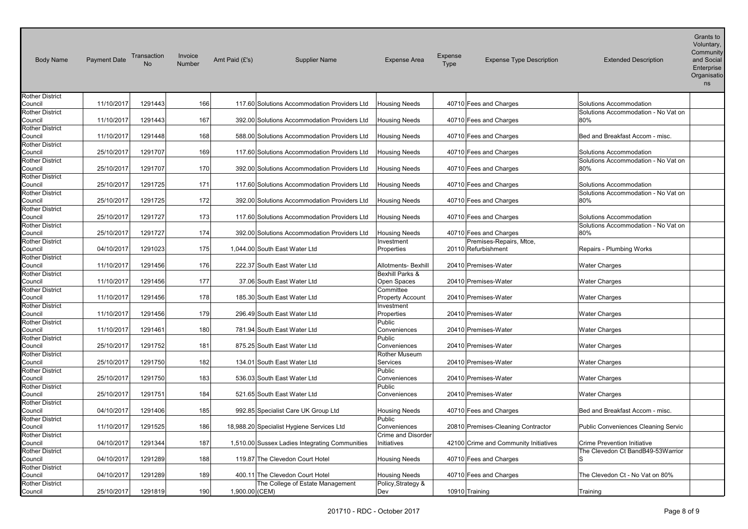| Body Name | Payment Date | Transaction No | Invoice Number | Amt Paid (£'s) | Supplier Name | Expense Area | Expense Type | Expense Type Description | Extended Description | Grants to Voluntary, Community and Social Enterprise Organisations |
|---|---|---|---|---|---|---|---|---|---|---|
| Rother District Council | 11/10/2017 | 1291443 | 166 | 117.60 | Solutions Accommodation Providers Ltd | Housing Needs | 40710 | Fees and Charges | Solutions Accommodation | |
| Rother District Council | 11/10/2017 | 1291443 | 167 | 392.00 | Solutions Accommodation Providers Ltd | Housing Needs | 40710 | Fees and Charges | Solutions Accommodation - No Vat on 80% | |
| Rother District Council | 11/10/2017 | 1291448 | 168 | 588.00 | Solutions Accommodation Providers Ltd | Housing Needs | 40710 | Fees and Charges | Bed and Breakfast Accom - misc. | |
| Rother District Council | 25/10/2017 | 1291707 | 169 | 117.60 | Solutions Accommodation Providers Ltd | Housing Needs | 40710 | Fees and Charges | Solutions Accommodation | |
| Rother District Council | 25/10/2017 | 1291707 | 170 | 392.00 | Solutions Accommodation Providers Ltd | Housing Needs | 40710 | Fees and Charges | Solutions Accommodation - No Vat on 80% | |
| Rother District Council | 25/10/2017 | 1291725 | 171 | 117.60 | Solutions Accommodation Providers Ltd | Housing Needs | 40710 | Fees and Charges | Solutions Accommodation | |
| Rother District Council | 25/10/2017 | 1291725 | 172 | 392.00 | Solutions Accommodation Providers Ltd | Housing Needs | 40710 | Fees and Charges | Solutions Accommodation - No Vat on 80% | |
| Rother District Council | 25/10/2017 | 1291727 | 173 | 117.60 | Solutions Accommodation Providers Ltd | Housing Needs | 40710 | Fees and Charges | Solutions Accommodation | |
| Rother District Council | 25/10/2017 | 1291727 | 174 | 392.00 | Solutions Accommodation Providers Ltd | Housing Needs | 40710 | Fees and Charges | Solutions Accommodation - No Vat on 80% | |
| Rother District Council | 04/10/2017 | 1291023 | 175 | 1,044.00 | South East Water Ltd | Investment Properties | 20110 | Premises-Repairs, Mtce, Refurbishment | Repairs - Plumbing Works | |
| Rother District Council | 11/10/2017 | 1291456 | 176 | 222.37 | South East Water Ltd | Allotments- Bexhill | 20410 | Premises-Water | Water Charges | |
| Rother District Council | 11/10/2017 | 1291456 | 177 | 37.06 | South East Water Ltd | Bexhill Parks & Open Spaces | 20410 | Premises-Water | Water Charges | |
| Rother District Council | 11/10/2017 | 1291456 | 178 | 185.30 | South East Water Ltd | Committee Property Account | 20410 | Premises-Water | Water Charges | |
| Rother District Council | 11/10/2017 | 1291456 | 179 | 296.49 | South East Water Ltd | Investment Properties | 20410 | Premises-Water | Water Charges | |
| Rother District Council | 11/10/2017 | 1291461 | 180 | 781.94 | South East Water Ltd | Public Conveniences | 20410 | Premises-Water | Water Charges | |
| Rother District Council | 25/10/2017 | 1291752 | 181 | 875.25 | South East Water Ltd | Public Conveniences | 20410 | Premises-Water | Water Charges | |
| Rother District Council | 25/10/2017 | 1291750 | 182 | 134.01 | South East Water Ltd | Rother Museum Services | 20410 | Premises-Water | Water Charges | |
| Rother District Council | 25/10/2017 | 1291750 | 183 | 536.03 | South East Water Ltd | Public Conveniences | 20410 | Premises-Water | Water Charges | |
| Rother District Council | 25/10/2017 | 1291751 | 184 | 521.65 | South East Water Ltd | Public Conveniences | 20410 | Premises-Water | Water Charges | |
| Rother District Council | 04/10/2017 | 1291406 | 185 | 992.85 | Specialist Care UK Group Ltd | Housing Needs | 40710 | Fees and Charges | Bed and Breakfast Accom - misc. | |
| Rother District Council | 11/10/2017 | 1291525 | 186 | 18,988.20 | Specialist Hygiene Services Ltd | Public Conveniences | 20810 | Premises-Cleaning Contractor | Public Conveniences Cleaning Servic | |
| Rother District Council | 04/10/2017 | 1291344 | 187 | 1,510.00 | Sussex Ladies Integrating Communities | Crime and Disorder Initiatives | 42100 | Crime and Community Initiatives | Crime Prevention Initiative | |
| Rother District Council | 04/10/2017 | 1291289 | 188 | 119.87 | The Clevedon Court Hotel | Housing Needs | 40710 | Fees and Charges | The Clevedon Ct BandB49-53Warrior S | |
| Rother District Council | 04/10/2017 | 1291289 | 189 | 400.11 | The Clevedon Court Hotel | Housing Needs | 40710 | Fees and Charges | The Clevedon Ct - No Vat on 80% | |
| Rother District Council | 25/10/2017 | 1291819 | 190 | 1,900.00 | The College of Estate Management (CEM) | Policy,Strategy & Dev | 10910 | Training | Training | |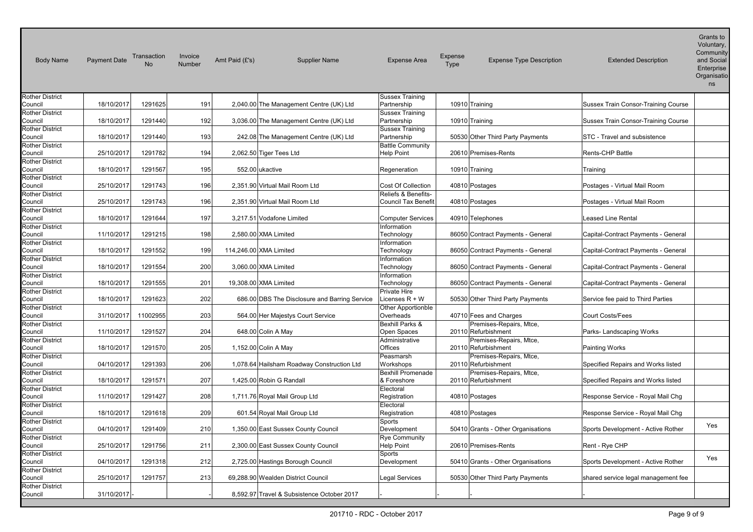| Body Name | Payment Date | Transaction No | Invoice Number | Amt Paid (£'s) | Supplier Name | Expense Area | Expense Type | Expense Type Description | Extended Description | Grants to Voluntary, Community and Social Enterprise Organisations |
|---|---|---|---|---|---|---|---|---|---|---|
| Rother District Council | 18/10/2017 | 1291625 | 191 | 2,040.00 | The Management Centre (UK) Ltd | Sussex Training Partnership | 10910 | Training | Sussex Train Consor-Training Course | |
| Rother District Council | 18/10/2017 | 1291440 | 192 | 3,036.00 | The Management Centre (UK) Ltd | Sussex Training Partnership | 10910 | Training | Sussex Train Consor-Training Course | |
| Rother District Council | 18/10/2017 | 1291440 | 193 | 242.08 | The Management Centre (UK) Ltd | Sussex Training Partnership | 50530 | Other Third Party Payments | STC - Travel and subsistence | |
| Rother District Council | 25/10/2017 | 1291782 | 194 | 2,062.50 | Tiger Tees Ltd | Battle Community Help Point | 20610 | Premises-Rents | Rents-CHP Battle | |
| Rother District Council | 18/10/2017 | 1291567 | 195 | 552.00 | ukactive | Regeneration | 10910 | Training | Training | |
| Rother District Council | 25/10/2017 | 1291743 | 196 | 2,351.90 | Virtual Mail Room Ltd | Cost Of Collection | 40810 | Postages | Postages - Virtual Mail Room | |
| Rother District Council | 25/10/2017 | 1291743 | 196 | 2,351.90 | Virtual Mail Room Ltd | Reliefs & Benefits-Council Tax Benefit | 40810 | Postages | Postages - Virtual Mail Room | |
| Rother District Council | 18/10/2017 | 1291644 | 197 | 3,217.51 | Vodafone Limited | Computer Services | 40910 | Telephones | Leased Line Rental | |
| Rother District Council | 11/10/2017 | 1291215 | 198 | 2,580.00 | XMA Limited | Information Technology | 86050 | Contract Payments - General | Capital-Contract Payments - General | |
| Rother District Council | 18/10/2017 | 1291552 | 199 | 114,246.00 | XMA Limited | Information Technology | 86050 | Contract Payments - General | Capital-Contract Payments - General | |
| Rother District Council | 18/10/2017 | 1291554 | 200 | 3,060.00 | XMA Limited | Information Technology | 86050 | Contract Payments - General | Capital-Contract Payments - General | |
| Rother District Council | 18/10/2017 | 1291555 | 201 | 19,308.00 | XMA Limited | Information Technology | 86050 | Contract Payments - General | Capital-Contract Payments - General | |
| Rother District Council | 18/10/2017 | 1291623 | 202 | 686.00 | DBS The Disclosure and Barring Service | Private Hire Licenses R + W | 50530 | Other Third Party Payments | Service fee paid to Third Parties | |
| Rother District Council | 31/10/2017 | 11002955 | 203 | 564.00 | Her Majestys Court Service | Other Apportionble Overheads | 40710 | Fees and Charges | Court Costs/Fees | |
| Rother District Council | 11/10/2017 | 1291527 | 204 | 648.00 | Colin A May | Bexhill Parks & Open Spaces | 20110 | Premises-Repairs, Mtce, Refurbishment | Parks- Landscaping Works | |
| Rother District Council | 18/10/2017 | 1291570 | 205 | 1,152.00 | Colin A May | Administrative Offices | 20110 | Premises-Repairs, Mtce, Refurbishment | Painting Works | |
| Rother District Council | 04/10/2017 | 1291393 | 206 | 1,078.64 | Hailsham Roadway Construction Ltd | Peasmarsh Workshops | 20110 | Premises-Repairs, Mtce, Refurbishment | Specified Repairs and Works listed | |
| Rother District Council | 18/10/2017 | 1291571 | 207 | 1,425.00 | Robin G Randall | Bexhill Promenade & Foreshore | 20110 | Premises-Repairs, Mtce, Refurbishment | Specified Repairs and Works listed | |
| Rother District Council | 11/10/2017 | 1291427 | 208 | 1,711.76 | Royal Mail Group Ltd | Electoral Registration | 40810 | Postages | Response Service - Royal Mail Chg | |
| Rother District Council | 18/10/2017 | 1291618 | 209 | 601.54 | Royal Mail Group Ltd | Electoral Registration | 40810 | Postages | Response Service - Royal Mail Chg | |
| Rother District Council | 04/10/2017 | 1291409 | 210 | 1,350.00 | East Sussex County Council | Sports Development | 50410 | Grants - Other Organisations | Sports Development - Active Rother | Yes |
| Rother District Council | 25/10/2017 | 1291756 | 211 | 2,300.00 | East Sussex County Council | Rye Community Help Point | 20610 | Premises-Rents | Rent - Rye CHP | |
| Rother District Council | 04/10/2017 | 1291318 | 212 | 2,725.00 | Hastings Borough Council | Sports Development | 50410 | Grants - Other Organisations | Sports Development - Active Rother | Yes |
| Rother District Council | 25/10/2017 | 1291757 | 213 | 69,288.90 | Wealden District Council | Legal Services | 50530 | Other Third Party Payments | shared service legal management fee | |
| Rother District Council | 31/10/2017 | - | - | 8,592.97 | Travel & Subsistence October 2017 | - | - | - | - | |

201710 - RDC - October 2017